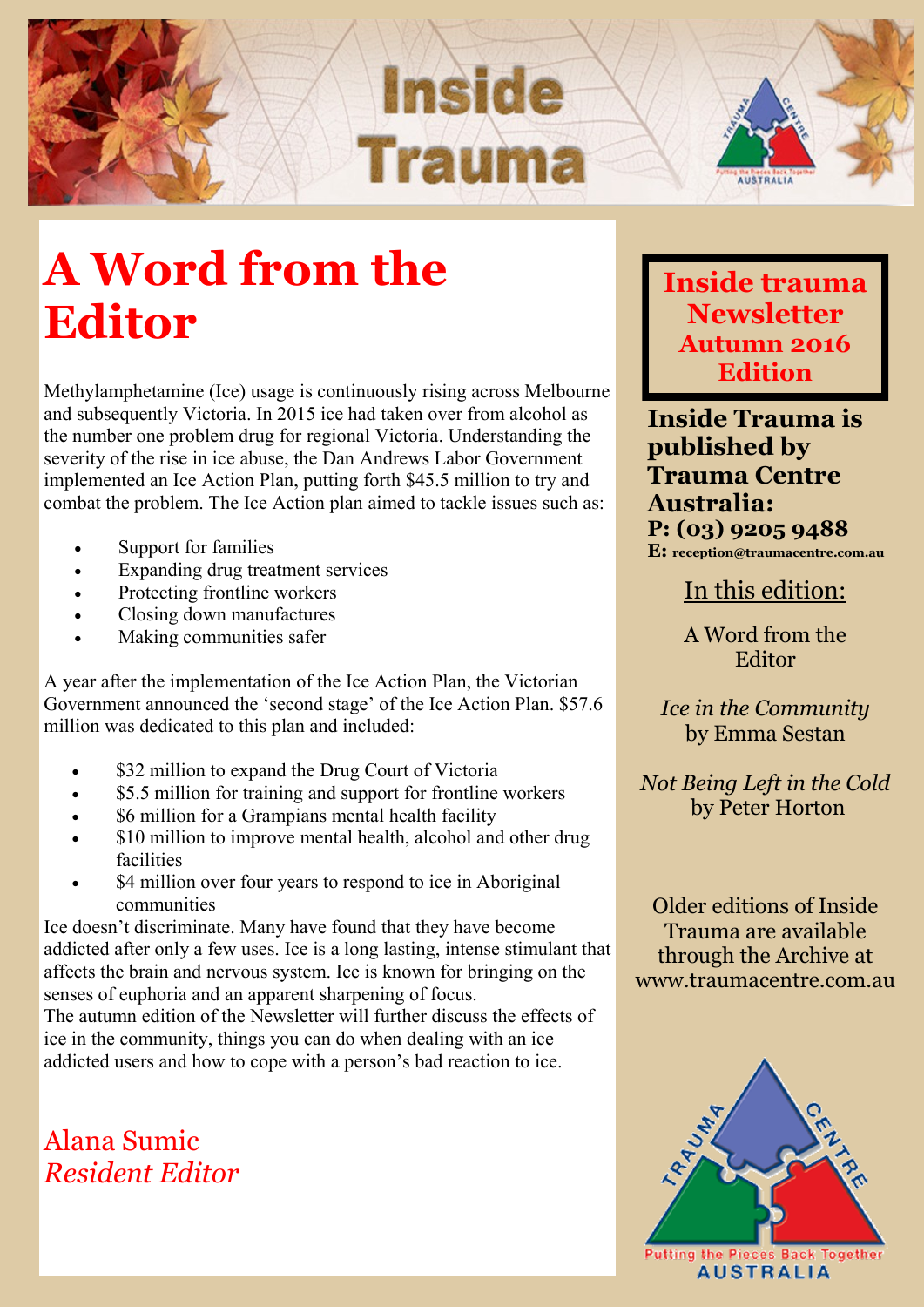# Inside Trauma

## A Word from the Editor

Methylamphetamine (Ice) usage is continuously rising across Melbourne and subsequently Victoria. In 2015 ice had taken over from alcohol as the number one problem drug for regional Victoria. Understanding the severity of the rise in ice abuse, the Dan Andrews Labor Government implemented an Ice Action Plan, putting forth $45.5 million to try and combat the problem. The Ice Action plan aimed to tackle issues such as:

- Support for families
- Expanding drug treatment services
- Protecting frontline workers
- Closing down manufactures
- Making communities safer

A year after the implementation of the Ice Action Plan, the Victorian Government announced the 'second stage' of the Ice Action Plan. $57.6 million was dedicated to this plan and included:

- $32 million to expand the Drug Court of Victoria
- $5.5 million for training and support for frontline workers
- $6 million for a Grampians mental health facility
- $10 million to improve mental health, alcohol and other drug facilities
- $4 million over four years to respond to ice in Aboriginal communities

Ice doesn't discriminate. Many have found that they have become addicted after only a few uses. Ice is a long lasting, intense stimulant that affects the brain and nervous system. Ice is known for bringing on the senses of euphoria and an apparent sharpening of focus.
The autumn edition of the Newsletter will further discuss the effects of ice in the community, things you can do when dealing with an ice addicted users and how to cope with a person's bad reaction to ice.

Alana Sumic
*Resident Editor*

**Inside trauma Newsletter Autumn 2016 Edition**

**Inside Trauma is published by Trauma Centre Australia:**
**P: (03) 9205 9488**
**E:** reception@traumacentre.com.au

In this edition:

A Word from the Editor

*Ice in the Community* by Emma Sestan

*Not Being Left in the Cold* by Peter Horton

Older editions of Inside Trauma are available through the Archive at www.traumacentre.com.au

Trauma Centre — Putting the Pieces Back Together — Australia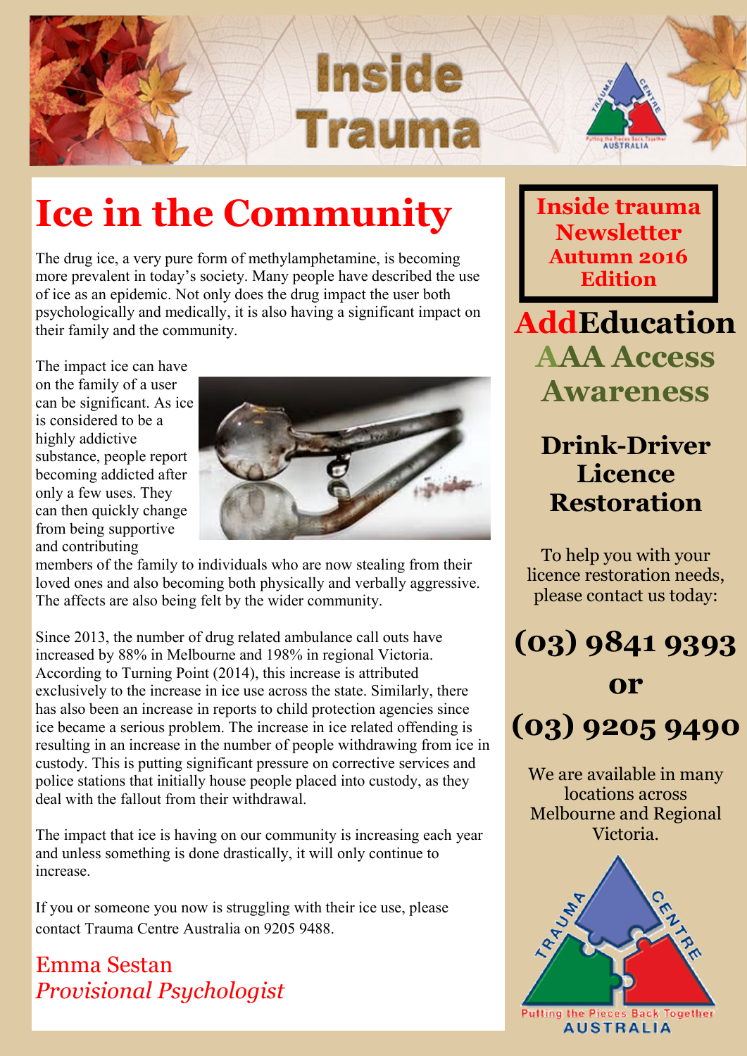# Inside Trauma

## Ice in the Community

The drug ice, a very pure form of methylamphetamine, is becoming more prevalent in today's society. Many people have described the use of ice as an epidemic. Not only does the drug impact the user both psychologically and medically, it is also having a significant impact on their family and the community.

The impact ice can have on the family of a user can be significant. As ice is considered to be a highly addictive substance, people report becoming addicted after only a few uses. They can then quickly change from being supportive and contributing members of the family to individuals who are now stealing from their loved ones and also becoming both physically and verbally aggressive. The affects are also being felt by the wider community.

Since 2013, the number of drug related ambulance call outs have increased by 88% in Melbourne and 198% in regional Victoria. According to Turning Point (2014), this increase is attributed exclusively to the increase in ice use across the state. Similarly, there has also been an increase in reports to child protection agencies since ice became a serious problem. The increase in ice related offending is resulting in an increase in the number of people withdrawing from ice in custody. This is putting significant pressure on corrective services and police stations that initially house people placed into custody, as they deal with the fallout from their withdrawal.

The impact that ice is having on our community is increasing each year and unless something is done drastically, it will only continue to increase.

If you or someone you now is struggling with their ice use, please contact Trauma Centre Australia on 9205 9488.

Emma Sestan
*Provisional Psychologist*

**Inside trauma Newsletter Autumn 2016 Edition**

**AddEducation**
**AAA Access Awareness**

### Drink-Driver Licence Restoration

To help you with your licence restoration needs, please contact us today:

**(03) 9841 9393**
**or**
**(03) 9205 9490**

We are available in many locations across Melbourne and Regional Victoria.

Trauma Centre — Putting the Pieces Back Together — Australia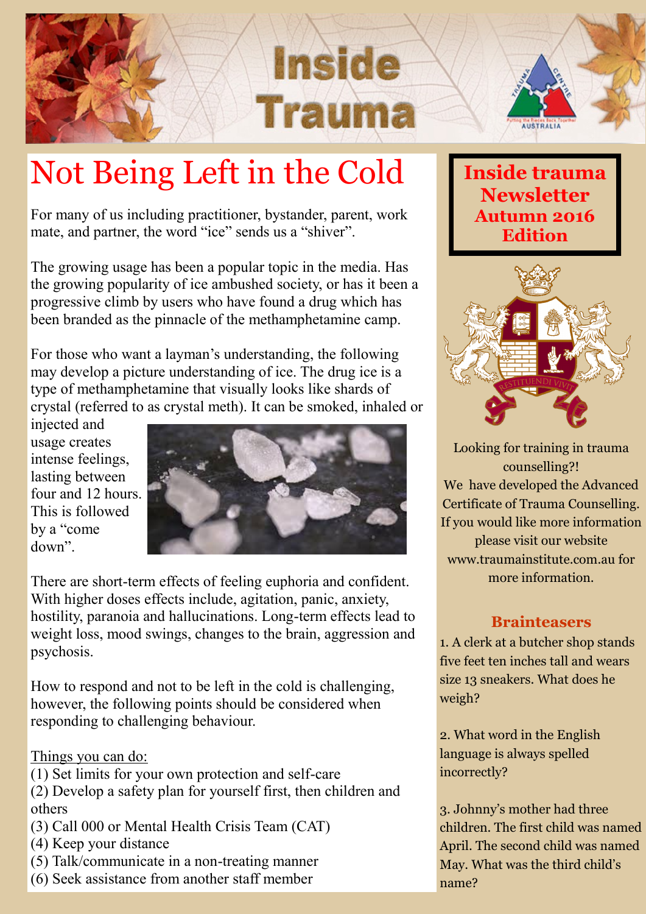# Inside Trauma

## Not Being Left in the Cold

For many of us including practitioner, bystander, parent, work mate, and partner, the word “ice” sends us a “shiver”.

The growing usage has been a popular topic in the media. Has the growing popularity of ice ambushed society, or has it been a progressive climb by users who have found a drug which has been branded as the pinnacle of the methamphetamine camp.

For those who want a layman’s understanding, the following may develop a picture understanding of ice. The drug ice is a type of methamphetamine that visually looks like shards of crystal (referred to as crystal meth). It can be smoked, inhaled or injected and usage creates intense feelings, lasting between four and 12 hours. This is followed by a “come down”.

There are short-term effects of feeling euphoria and confident. With higher doses effects include, agitation, panic, anxiety, hostility, paranoia and hallucinations. Long-term effects lead to weight loss, mood swings, changes to the brain, aggression and psychosis.

How to respond and not to be left in the cold is challenging, however, the following points should be considered when responding to challenging behaviour.

Things you can do:

(1) Set limits for your own protection and self-care
(2) Develop a safety plan for yourself first, then children and others
(3) Call 000 or Mental Health Crisis Team (CAT)
(4) Keep your distance
(5) Talk/communicate in a non-treating manner
(6) Seek assistance from another staff member

**Inside trauma Newsletter Autumn 2016 Edition**

Looking for training in trauma counselling?!
We have developed the Advanced Certificate of Trauma Counselling. If you would like more information please visit our website www.traumainstitute.com.au for more information.

### Brainteasers

1. A clerk at a butcher shop stands five feet ten inches tall and wears size 13 sneakers. What does he weigh?

2. What word in the English language is always spelled incorrectly?

3. Johnny’s mother had three children. The first child was named April. The second child was named May. What was the third child’s name?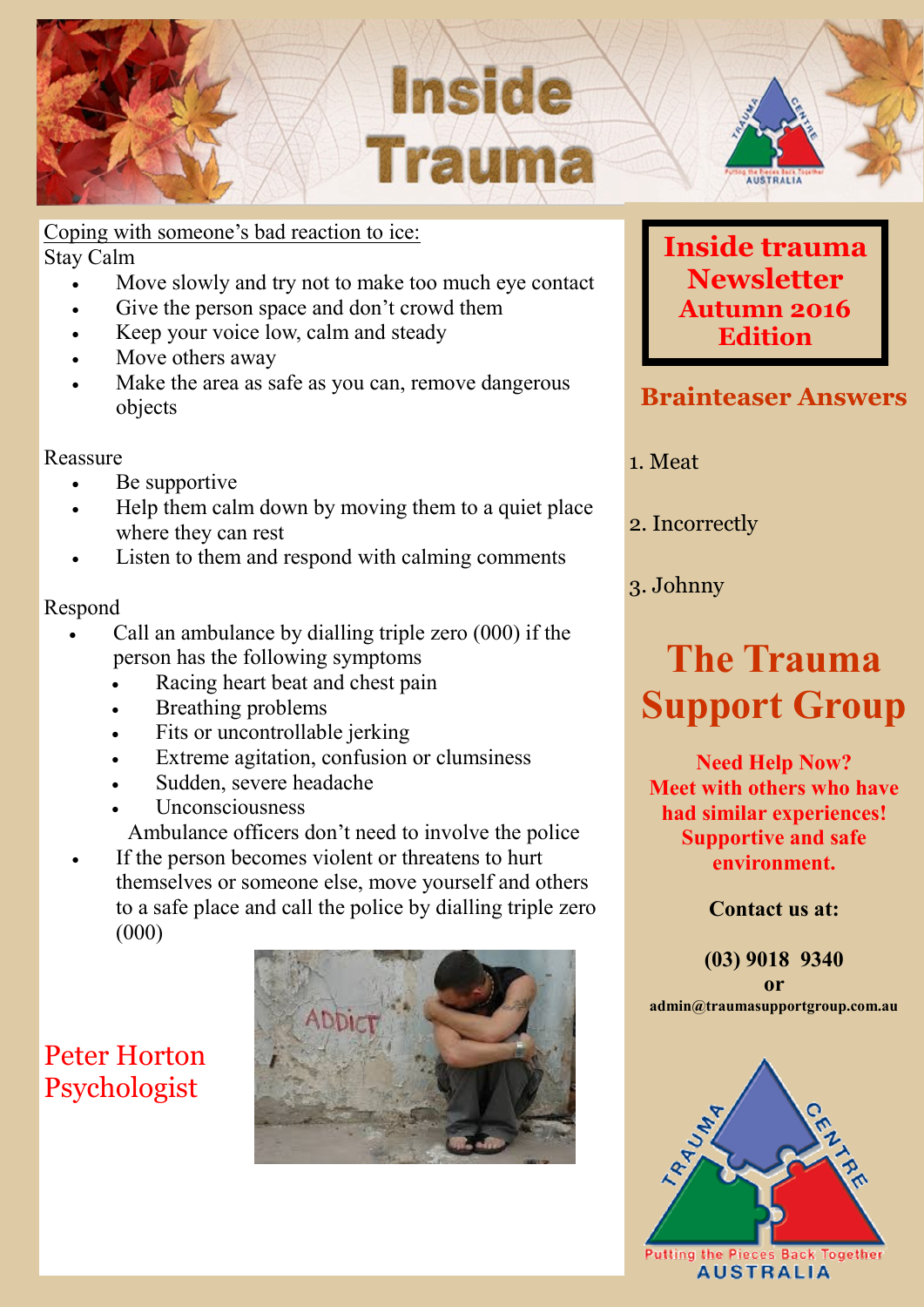# Inside Trauma

Coping with someone's bad reaction to ice:

Stay Calm

- Move slowly and try not to make too much eye contact
- Give the person space and don't crowd them
- Keep your voice low, calm and steady
- Move others away
- Make the area as safe as you can, remove dangerous objects

Reassure

- Be supportive
- Help them calm down by moving them to a quiet place where they can rest
- Listen to them and respond with calming comments

Respond

- Call an ambulance by dialling triple zero (000) if the person has the following symptoms
  - Racing heart beat and chest pain
  - Breathing problems
  - Fits or uncontrollable jerking
  - Extreme agitation, confusion or clumsiness
  - Sudden, severe headache
  - Unconsciousness

  Ambulance officers don't need to involve the police
- If the person becomes violent or threatens to hurt themselves or someone else, move yourself and others to a safe place and call the police by dialling triple zero (000)

Peter Horton
Psychologist

**Inside trauma Newsletter**
**Autumn 2016 Edition**

## Brainteaser Answers

1. Meat
2. Incorrectly
3. Johnny

## The Trauma Support Group

**Need Help Now?**
**Meet with others who have had similar experiences!**
**Supportive and safe environment.**

**Contact us at:**

**(03) 9018 9340**
**or**
**admin@traumasupportgroup.com.au**

TRAUMA CENTRE
Putting the Pieces Back Together
AUSTRALIA